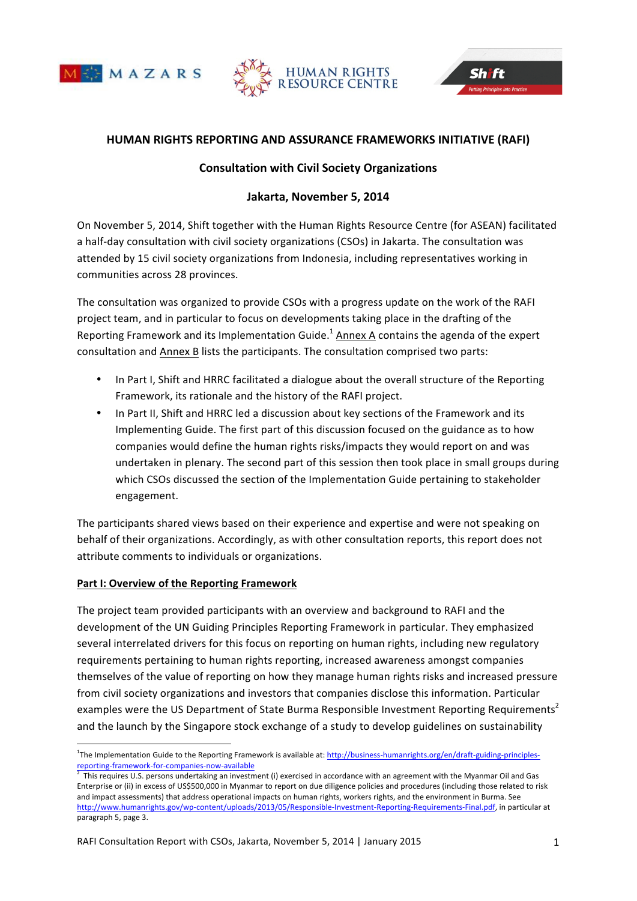MAZARS | HUMAN RIGHTS RESOURCE CENTRE | Shift – Putting Principles into Practice

# HUMAN RIGHTS REPORTING AND ASSURANCE FRAMEWORKS INITIATIVE (RAFI)

## Consultation with Civil Society Organizations

## Jakarta, November 5, 2014

On November 5, 2014, Shift together with the Human Rights Resource Centre (for ASEAN) facilitated a half-day consultation with civil society organizations (CSOs) in Jakarta. The consultation was attended by 15 civil society organizations from Indonesia, including representatives working in communities across 28 provinces.

The consultation was organized to provide CSOs with a progress update on the work of the RAFI project team, and in particular to focus on developments taking place in the drafting of the Reporting Framework and its Implementation Guide.[1] Annex A contains the agenda of the expert consultation and Annex B lists the participants. The consultation comprised two parts:

- In Part I, Shift and HRRC facilitated a dialogue about the overall structure of the Reporting Framework, its rationale and the history of the RAFI project.
- In Part II, Shift and HRRC led a discussion about key sections of the Framework and its Implementing Guide. The first part of this discussion focused on the guidance as to how companies would define the human rights risks/impacts they would report on and was undertaken in plenary. The second part of this session then took place in small groups during which CSOs discussed the section of the Implementation Guide pertaining to stakeholder engagement.

The participants shared views based on their experience and expertise and were not speaking on behalf of their organizations. Accordingly, as with other consultation reports, this report does not attribute comments to individuals or organizations.

**Part I: Overview of the Reporting Framework**

The project team provided participants with an overview and background to RAFI and the development of the UN Guiding Principles Reporting Framework in particular. They emphasized several interrelated drivers for this focus on reporting on human rights, including new regulatory requirements pertaining to human rights reporting, increased awareness amongst companies themselves of the value of reporting on how they manage human rights risks and increased pressure from civil society organizations and investors that companies disclose this information. Particular examples were the US Department of State Burma Responsible Investment Reporting Requirements[2] and the launch by the Singapore stock exchange of a study to develop guidelines on sustainability

---

[1] The Implementation Guide to the Reporting Framework is available at: http://business-humanrights.org/en/draft-guiding-principles-reporting-framework-for-companies-now-available

[2] This requires U.S. persons undertaking an investment (i) exercised in accordance with an agreement with the Myanmar Oil and Gas Enterprise or (ii) in excess of US$500,000 in Myanmar to report on due diligence policies and procedures (including those related to risk and impact assessments) that address operational impacts on human rights, workers rights, and the environment in Burma. See http://www.humanrights.gov/wp-content/uploads/2013/05/Responsible-Investment-Reporting-Requirements-Final.pdf, in particular at paragraph 5, page 3.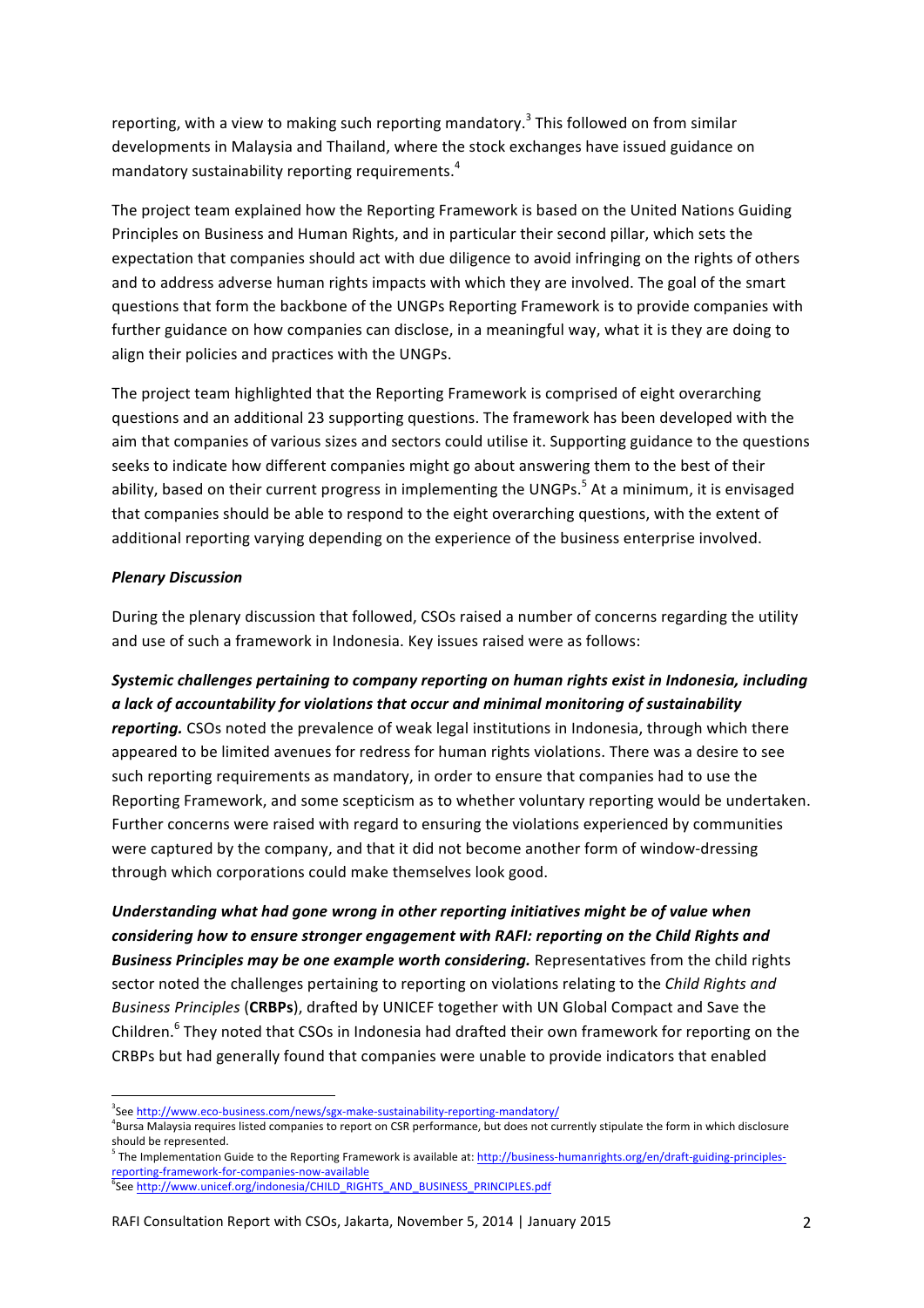reporting, with a view to making such reporting mandatory.[3] This followed on from similar developments in Malaysia and Thailand, where the stock exchanges have issued guidance on mandatory sustainability reporting requirements.[4]

The project team explained how the Reporting Framework is based on the United Nations Guiding Principles on Business and Human Rights, and in particular their second pillar, which sets the expectation that companies should act with due diligence to avoid infringing on the rights of others and to address adverse human rights impacts with which they are involved. The goal of the smart questions that form the backbone of the UNGPs Reporting Framework is to provide companies with further guidance on how companies can disclose, in a meaningful way, what it is they are doing to align their policies and practices with the UNGPs.

The project team highlighted that the Reporting Framework is comprised of eight overarching questions and an additional 23 supporting questions. The framework has been developed with the aim that companies of various sizes and sectors could utilise it. Supporting guidance to the questions seeks to indicate how different companies might go about answering them to the best of their ability, based on their current progress in implementing the UNGPs.[5] At a minimum, it is envisaged that companies should be able to respond to the eight overarching questions, with the extent of additional reporting varying depending on the experience of the business enterprise involved.

***Plenary Discussion***

During the plenary discussion that followed, CSOs raised a number of concerns regarding the utility and use of such a framework in Indonesia. Key issues raised were as follows:

***Systemic challenges pertaining to company reporting on human rights exist in Indonesia, including a lack of accountability for violations that occur and minimal monitoring of sustainability reporting.*** CSOs noted the prevalence of weak legal institutions in Indonesia, through which there appeared to be limited avenues for redress for human rights violations. There was a desire to see such reporting requirements as mandatory, in order to ensure that companies had to use the Reporting Framework, and some scepticism as to whether voluntary reporting would be undertaken. Further concerns were raised with regard to ensuring the violations experienced by communities were captured by the company, and that it did not become another form of window-dressing through which corporations could make themselves look good.

***Understanding what had gone wrong in other reporting initiatives might be of value when considering how to ensure stronger engagement with RAFI: reporting on the Child Rights and Business Principles may be one example worth considering.*** Representatives from the child rights sector noted the challenges pertaining to reporting on violations relating to the *Child Rights and Business Principles* (**CRBPs**), drafted by UNICEF together with UN Global Compact and Save the Children.[6] They noted that CSOs in Indonesia had drafted their own framework for reporting on the CRBPs but had generally found that companies were unable to provide indicators that enabled

---

[3] See http://www.eco-business.com/news/sgx-make-sustainability-reporting-mandatory/

[4] Bursa Malaysia requires listed companies to report on CSR performance, but does not currently stipulate the form in which disclosure should be represented.

[5] The Implementation Guide to the Reporting Framework is available at: http://business-humanrights.org/en/draft-guiding-principles-reporting-framework-for-companies-now-available

[6] See http://www.unicef.org/indonesia/CHILD_RIGHTS_AND_BUSINESS_PRINCIPLES.pdf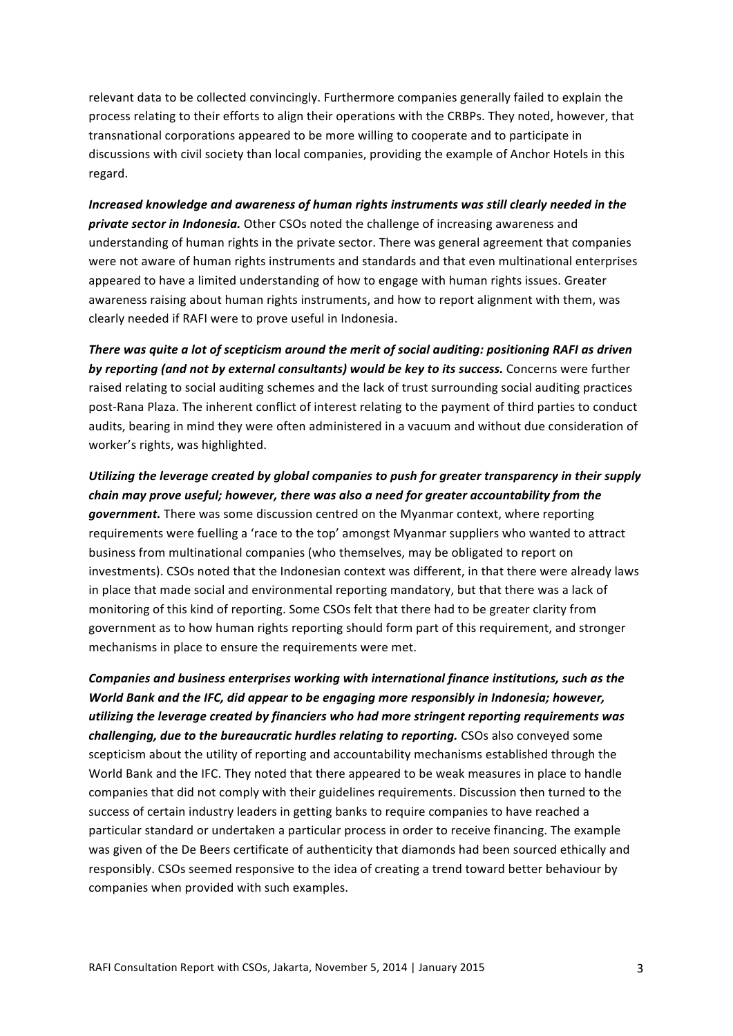relevant data to be collected convincingly. Furthermore companies generally failed to explain the process relating to their efforts to align their operations with the CRBPs. They noted, however, that transnational corporations appeared to be more willing to cooperate and to participate in discussions with civil society than local companies, providing the example of Anchor Hotels in this regard.

***Increased knowledge and awareness of human rights instruments was still clearly needed in the private sector in Indonesia.*** Other CSOs noted the challenge of increasing awareness and understanding of human rights in the private sector. There was general agreement that companies were not aware of human rights instruments and standards and that even multinational enterprises appeared to have a limited understanding of how to engage with human rights issues. Greater awareness raising about human rights instruments, and how to report alignment with them, was clearly needed if RAFI were to prove useful in Indonesia.

***There was quite a lot of scepticism around the merit of social auditing: positioning RAFI as driven by reporting (and not by external consultants) would be key to its success.*** Concerns were further raised relating to social auditing schemes and the lack of trust surrounding social auditing practices post-Rana Plaza. The inherent conflict of interest relating to the payment of third parties to conduct audits, bearing in mind they were often administered in a vacuum and without due consideration of worker's rights, was highlighted.

***Utilizing the leverage created by global companies to push for greater transparency in their supply chain may prove useful; however, there was also a need for greater accountability from the government.*** There was some discussion centred on the Myanmar context, where reporting requirements were fuelling a 'race to the top' amongst Myanmar suppliers who wanted to attract business from multinational companies (who themselves, may be obligated to report on investments). CSOs noted that the Indonesian context was different, in that there were already laws in place that made social and environmental reporting mandatory, but that there was a lack of monitoring of this kind of reporting. Some CSOs felt that there had to be greater clarity from government as to how human rights reporting should form part of this requirement, and stronger mechanisms in place to ensure the requirements were met.

***Companies and business enterprises working with international finance institutions, such as the World Bank and the IFC, did appear to be engaging more responsibly in Indonesia; however, utilizing the leverage created by financiers who had more stringent reporting requirements was challenging, due to the bureaucratic hurdles relating to reporting.*** CSOs also conveyed some scepticism about the utility of reporting and accountability mechanisms established through the World Bank and the IFC. They noted that there appeared to be weak measures in place to handle companies that did not comply with their guidelines requirements. Discussion then turned to the success of certain industry leaders in getting banks to require companies to have reached a particular standard or undertaken a particular process in order to receive financing. The example was given of the De Beers certificate of authenticity that diamonds had been sourced ethically and responsibly. CSOs seemed responsive to the idea of creating a trend toward better behaviour by companies when provided with such examples.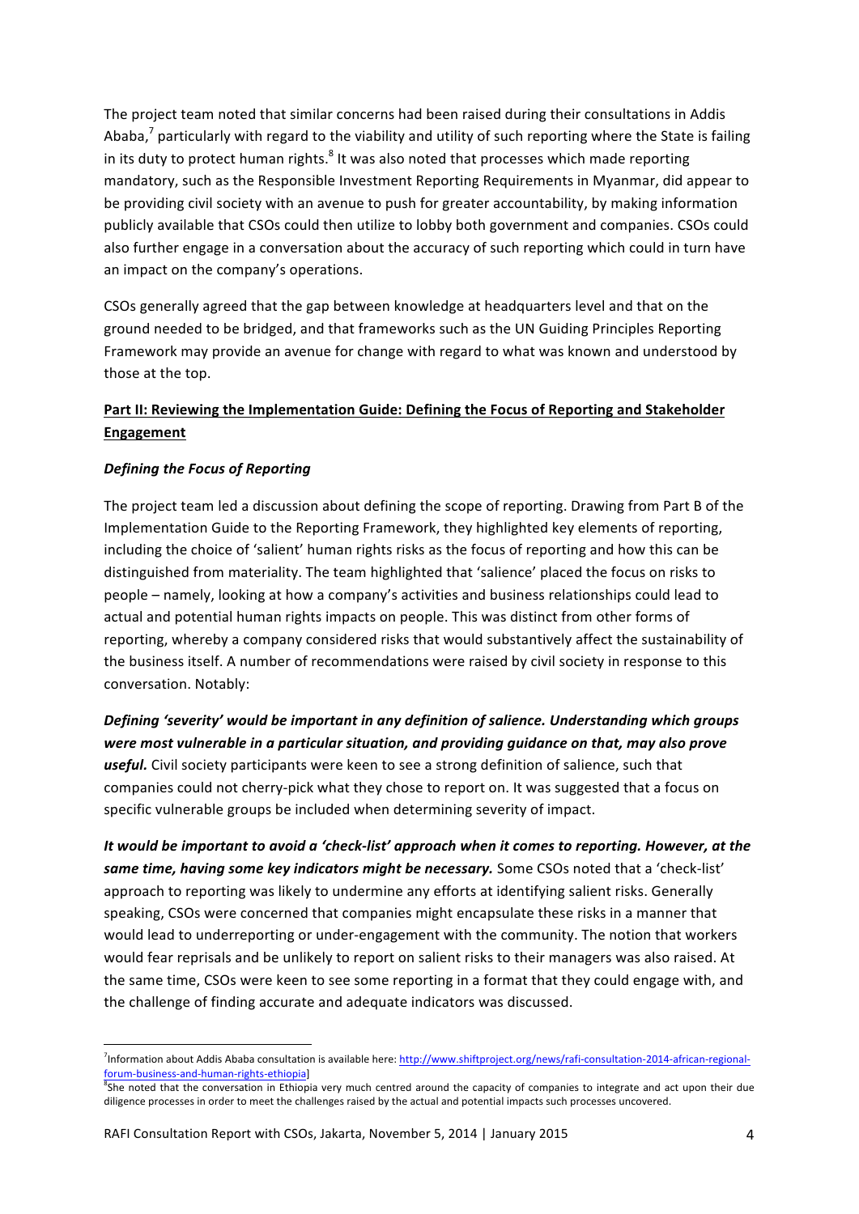The project team noted that similar concerns had been raised during their consultations in Addis Ababa,[7] particularly with regard to the viability and utility of such reporting where the State is failing in its duty to protect human rights.[8] It was also noted that processes which made reporting mandatory, such as the Responsible Investment Reporting Requirements in Myanmar, did appear to be providing civil society with an avenue to push for greater accountability, by making information publicly available that CSOs could then utilize to lobby both government and companies. CSOs could also further engage in a conversation about the accuracy of such reporting which could in turn have an impact on the company's operations.

CSOs generally agreed that the gap between knowledge at headquarters level and that on the ground needed to be bridged, and that frameworks such as the UN Guiding Principles Reporting Framework may provide an avenue for change with regard to what was known and understood by those at the top.

## Part II: Reviewing the Implementation Guide: Defining the Focus of Reporting and Stakeholder Engagement

### *Defining the Focus of Reporting*

The project team led a discussion about defining the scope of reporting. Drawing from Part B of the Implementation Guide to the Reporting Framework, they highlighted key elements of reporting, including the choice of 'salient' human rights risks as the focus of reporting and how this can be distinguished from materiality. The team highlighted that 'salience' placed the focus on risks to people – namely, looking at how a company's activities and business relationships could lead to actual and potential human rights impacts on people. This was distinct from other forms of reporting, whereby a company considered risks that would substantively affect the sustainability of the business itself. A number of recommendations were raised by civil society in response to this conversation. Notably:

***Defining 'severity' would be important in any definition of salience. Understanding which groups were most vulnerable in a particular situation, and providing guidance on that, may also prove useful.*** Civil society participants were keen to see a strong definition of salience, such that companies could not cherry-pick what they chose to report on. It was suggested that a focus on specific vulnerable groups be included when determining severity of impact.

***It would be important to avoid a 'check-list' approach when it comes to reporting. However, at the same time, having some key indicators might be necessary.*** Some CSOs noted that a 'check-list' approach to reporting was likely to undermine any efforts at identifying salient risks. Generally speaking, CSOs were concerned that companies might encapsulate these risks in a manner that would lead to underreporting or under-engagement with the community. The notion that workers would fear reprisals and be unlikely to report on salient risks to their managers was also raised. At the same time, CSOs were keen to see some reporting in a format that they could engage with, and the challenge of finding accurate and adequate indicators was discussed.

---

[7] Information about Addis Ababa consultation is available here: http://www.shiftproject.org/news/rafi-consultation-2014-african-regional-forum-business-and-human-rights-ethiopia]

[8] She noted that the conversation in Ethiopia very much centred around the capacity of companies to integrate and act upon their due diligence processes in order to meet the challenges raised by the actual and potential impacts such processes uncovered.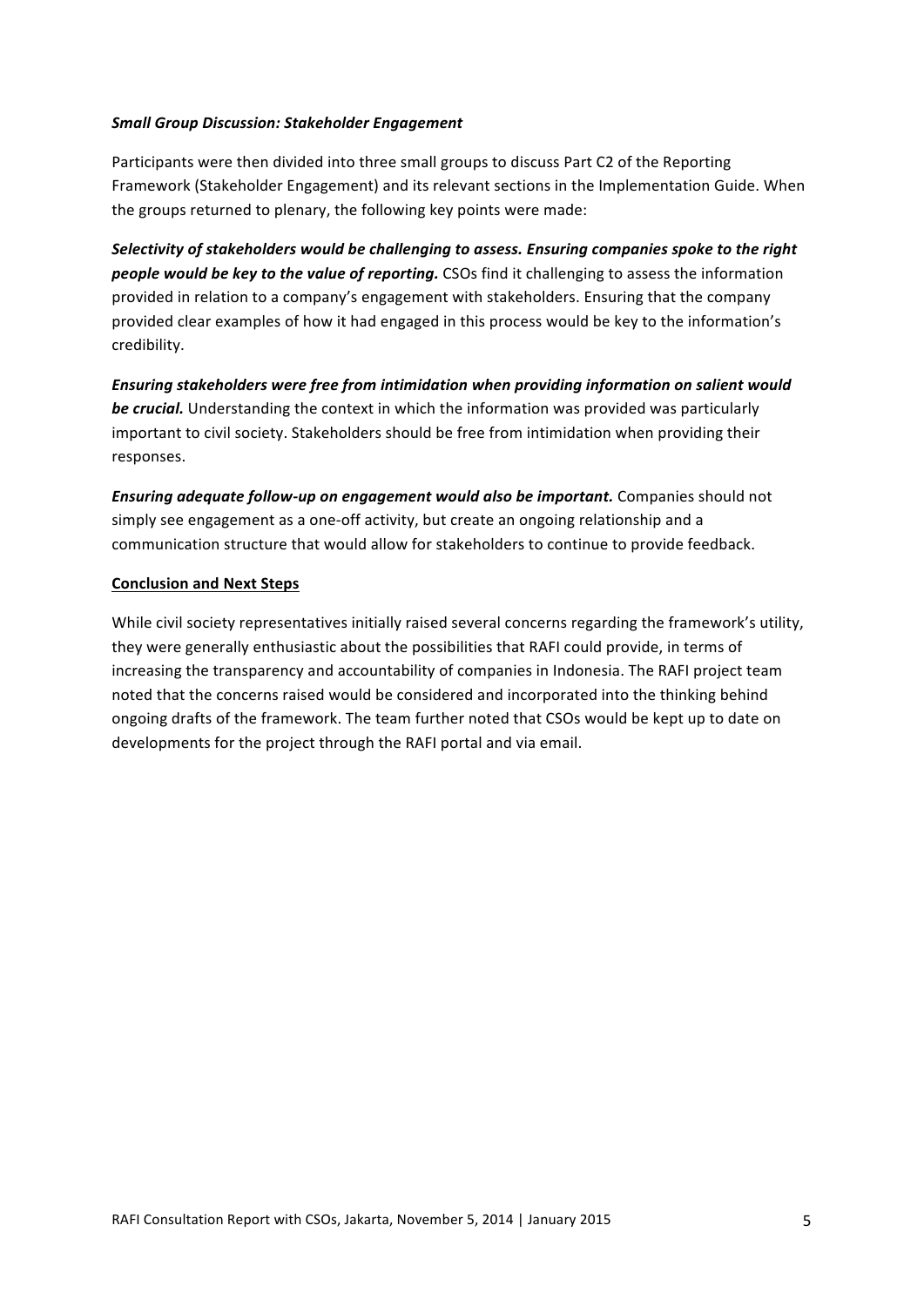### *Small Group Discussion: Stakeholder Engagement*

Participants were then divided into three small groups to discuss Part C2 of the Reporting Framework (Stakeholder Engagement) and its relevant sections in the Implementation Guide. When the groups returned to plenary, the following key points were made:

***Selectivity of stakeholders would be challenging to assess. Ensuring companies spoke to the right people would be key to the value of reporting.*** CSOs find it challenging to assess the information provided in relation to a company's engagement with stakeholders. Ensuring that the company provided clear examples of how it had engaged in this process would be key to the information's credibility.

***Ensuring stakeholders were free from intimidation when providing information on salient would be crucial.*** Understanding the context in which the information was provided was particularly important to civil society. Stakeholders should be free from intimidation when providing their responses.

***Ensuring adequate follow-up on engagement would also be important.*** Companies should not simply see engagement as a one-off activity, but create an ongoing relationship and a communication structure that would allow for stakeholders to continue to provide feedback.

## Conclusion and Next Steps

While civil society representatives initially raised several concerns regarding the framework's utility, they were generally enthusiastic about the possibilities that RAFI could provide, in terms of increasing the transparency and accountability of companies in Indonesia. The RAFI project team noted that the concerns raised would be considered and incorporated into the thinking behind ongoing drafts of the framework. The team further noted that CSOs would be kept up to date on developments for the project through the RAFI portal and via email.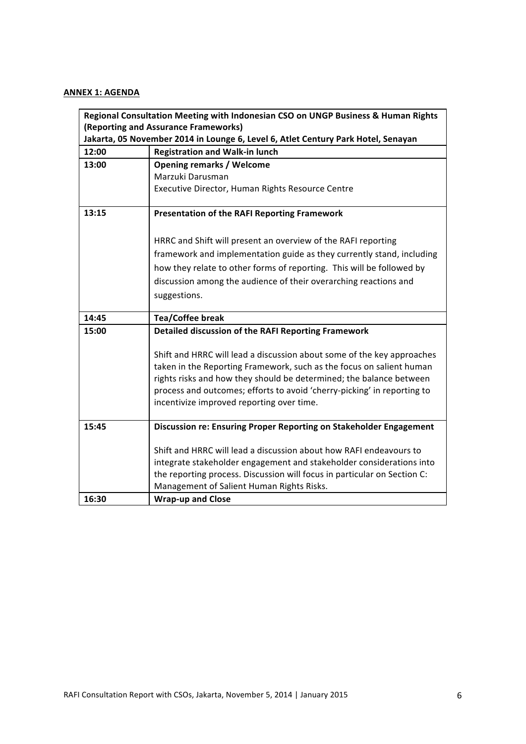**ANNEX 1: AGENDA**

| **Regional Consultation Meeting with Indonesian CSO on UNGP Business & Human Rights (Reporting and Assurance Frameworks)**<br>**Jakarta, 05 November 2014 in Lounge 6, Level 6, Atlet Century Park Hotel, Senayan** | |
|---|---|
| **12:00** | **Registration and Walk-in lunch** |
| **13:00** | **Opening remarks / Welcome**<br>Marzuki Darusman<br>Executive Director, Human Rights Resource Centre |
| **13:15** | **Presentation of the RAFI Reporting Framework**<br><br>HRRC and Shift will present an overview of the RAFI reporting framework and implementation guide as they currently stand, including how they relate to other forms of reporting. This will be followed by discussion among the audience of their overarching reactions and suggestions. |
| **14:45** | **Tea/Coffee break** |
| **15:00** | **Detailed discussion of the RAFI Reporting Framework**<br><br>Shift and HRRC will lead a discussion about some of the key approaches taken in the Reporting Framework, such as the focus on salient human rights risks and how they should be determined; the balance between process and outcomes; efforts to avoid 'cherry-picking' in reporting to incentivize improved reporting over time. |
| **15:45** | **Discussion re: Ensuring Proper Reporting on Stakeholder Engagement**<br><br>Shift and HRRC will lead a discussion about how RAFI endeavours to integrate stakeholder engagement and stakeholder considerations into the reporting process. Discussion will focus in particular on Section C: Management of Salient Human Rights Risks. |
| **16:30** | **Wrap-up and Close** |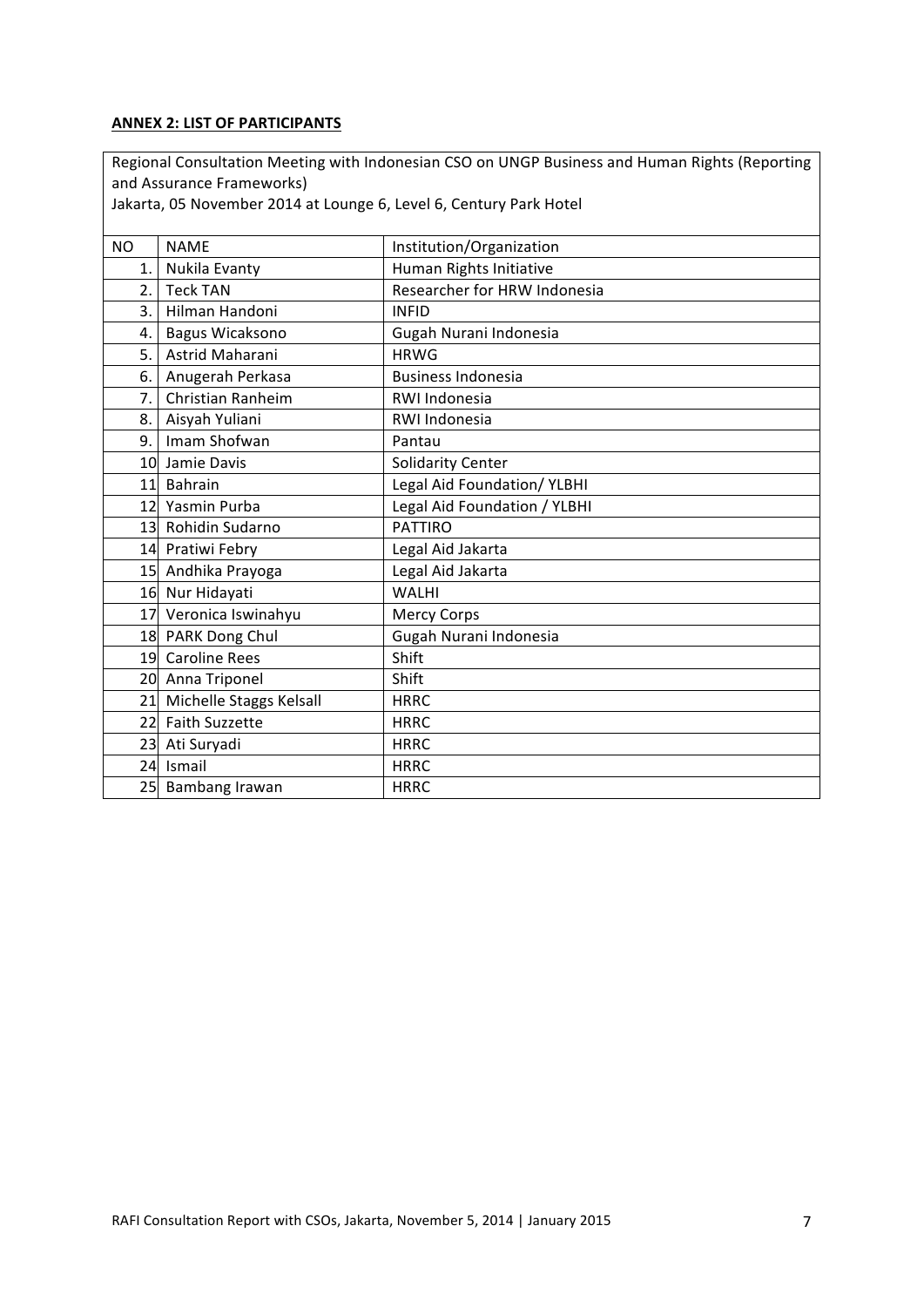**ANNEX 2: LIST OF PARTICIPANTS**

Regional Consultation Meeting with Indonesian CSO on UNGP Business and Human Rights (Reporting and Assurance Frameworks)
Jakarta, 05 November 2014 at Lounge 6, Level 6, Century Park Hotel

| NO | NAME | Institution/Organization |
|---|---|---|
| 1. | Nukila Evanty | Human Rights Initiative |
| 2. | Teck TAN | Researcher for HRW Indonesia |
| 3. | Hilman Handoni | INFID |
| 4. | Bagus Wicaksono | Gugah Nurani Indonesia |
| 5. | Astrid Maharani | HRWG |
| 6. | Anugerah Perkasa | Business Indonesia |
| 7. | Christian Ranheim | RWI Indonesia |
| 8. | Aisyah Yuliani | RWI Indonesia |
| 9. | Imam Shofwan | Pantau |
| 10 | Jamie Davis | Solidarity Center |
| 11 | Bahrain | Legal Aid Foundation/ YLBHI |
| 12 | Yasmin Purba | Legal Aid Foundation / YLBHI |
| 13 | Rohidin Sudarno | PATTIRO |
| 14 | Pratiwi Febry | Legal Aid Jakarta |
| 15 | Andhika Prayoga | Legal Aid Jakarta |
| 16 | Nur Hidayati | WALHI |
| 17 | Veronica Iswinahyu | Mercy Corps |
| 18 | PARK Dong Chul | Gugah Nurani Indonesia |
| 19 | Caroline Rees | Shift |
| 20 | Anna Triponel | Shift |
| 21 | Michelle Staggs Kelsall | HRRC |
| 22 | Faith Suzzette | HRRC |
| 23 | Ati Suryadi | HRRC |
| 24 | Ismail | HRRC |
| 25 | Bambang Irawan | HRRC |